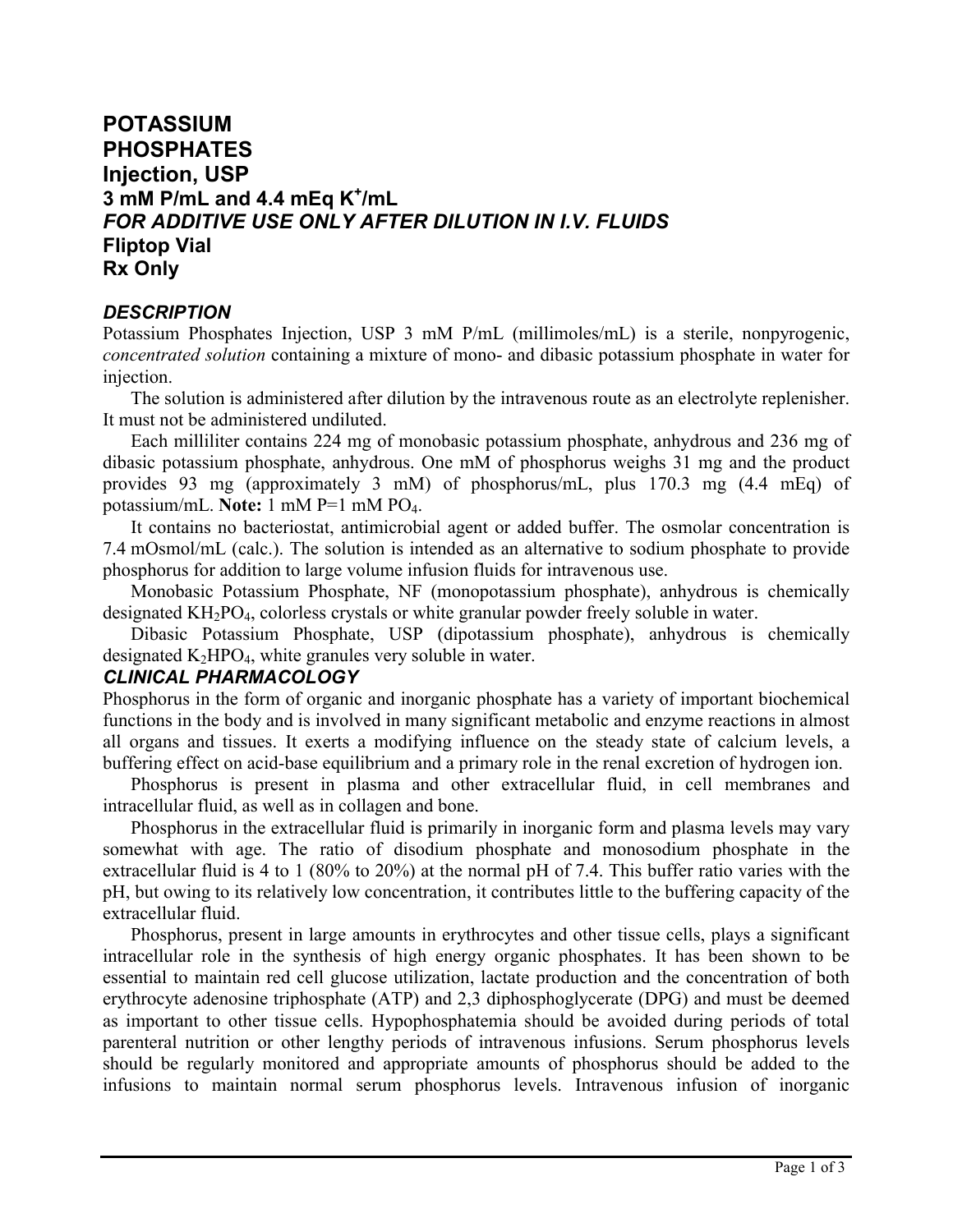# POTASSIUM PHOSPHATES Injection, USP 3 mM P/mL and 4.4 mEq $K^+$/mL

***FOR ADDITIVE USE ONLY AFTER DILUTION IN I.V. FLUIDS***

**Fliptop Vial**

**Rx Only**

## *DESCRIPTION*

Potassium Phosphates Injection, USP 3 mM P/mL (millimoles/mL) is a sterile, nonpyrogenic, *concentrated solution* containing a mixture of mono- and dibasic potassium phosphate in water for injection.

The solution is administered after dilution by the intravenous route as an electrolyte replenisher. It must not be administered undiluted.

Each milliliter contains 224 mg of monobasic potassium phosphate, anhydrous and 236 mg of dibasic potassium phosphate, anhydrous. One mM of phosphorus weighs 31 mg and the product provides 93 mg (approximately 3 mM) of phosphorus/mL, plus 170.3 mg (4.4 mEq) of potassium/mL. **Note:** 1 mM P=1 mM $PO_4$.

It contains no bacteriostat, antimicrobial agent or added buffer. The osmolar concentration is 7.4 mOsmol/mL (calc.). The solution is intended as an alternative to sodium phosphate to provide phosphorus for addition to large volume infusion fluids for intravenous use.

Monobasic Potassium Phosphate, NF (monopotassium phosphate), anhydrous is chemically designated $KH_2PO_4$, colorless crystals or white granular powder freely soluble in water.

Dibasic Potassium Phosphate, USP (dipotassium phosphate), anhydrous is chemically designated $K_2HPO_4$, white granules very soluble in water.

## *CLINICAL PHARMACOLOGY*

Phosphorus in the form of organic and inorganic phosphate has a variety of important biochemical functions in the body and is involved in many significant metabolic and enzyme reactions in almost all organs and tissues. It exerts a modifying influence on the steady state of calcium levels, a buffering effect on acid-base equilibrium and a primary role in the renal excretion of hydrogen ion.

Phosphorus is present in plasma and other extracellular fluid, in cell membranes and intracellular fluid, as well as in collagen and bone.

Phosphorus in the extracellular fluid is primarily in inorganic form and plasma levels may vary somewhat with age. The ratio of disodium phosphate and monosodium phosphate in the extracellular fluid is 4 to 1 (80% to 20%) at the normal pH of 7.4. This buffer ratio varies with the pH, but owing to its relatively low concentration, it contributes little to the buffering capacity of the extracellular fluid.

Phosphorus, present in large amounts in erythrocytes and other tissue cells, plays a significant intracellular role in the synthesis of high energy organic phosphates. It has been shown to be essential to maintain red cell glucose utilization, lactate production and the concentration of both erythrocyte adenosine triphosphate (ATP) and 2,3 diphosphoglycerate (DPG) and must be deemed as important to other tissue cells. Hypophosphatemia should be avoided during periods of total parenteral nutrition or other lengthy periods of intravenous infusions. Serum phosphorus levels should be regularly monitored and appropriate amounts of phosphorus should be added to the infusions to maintain normal serum phosphorus levels. Intravenous infusion of inorganic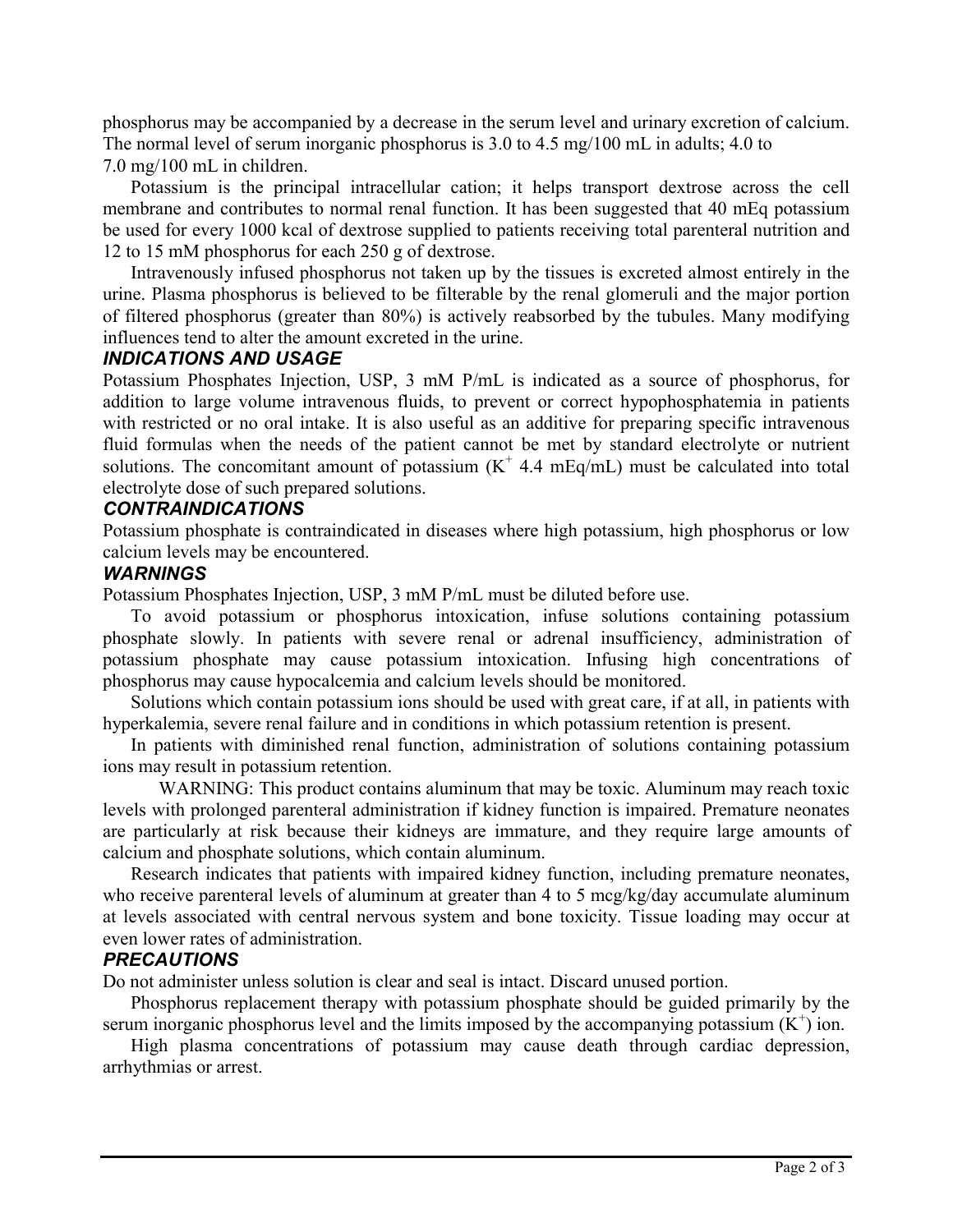phosphorus may be accompanied by a decrease in the serum level and urinary excretion of calcium. The normal level of serum inorganic phosphorus is 3.0 to 4.5 mg/100 mL in adults; 4.0 to 7.0 mg/100 mL in children.

Potassium is the principal intracellular cation; it helps transport dextrose across the cell membrane and contributes to normal renal function. It has been suggested that 40 mEq potassium be used for every 1000 kcal of dextrose supplied to patients receiving total parenteral nutrition and 12 to 15 mM phosphorus for each 250 g of dextrose.

Intravenously infused phosphorus not taken up by the tissues is excreted almost entirely in the urine. Plasma phosphorus is believed to be filterable by the renal glomeruli and the major portion of filtered phosphorus (greater than 80%) is actively reabsorbed by the tubules. Many modifying influences tend to alter the amount excreted in the urine.

### *INDICATIONS AND USAGE*

Potassium Phosphates Injection, USP, 3 mM P/mL is indicated as a source of phosphorus, for addition to large volume intravenous fluids, to prevent or correct hypophosphatemia in patients with restricted or no oral intake. It is also useful as an additive for preparing specific intravenous fluid formulas when the needs of the patient cannot be met by standard electrolyte or nutrient solutions. The concomitant amount of potassium ($K^+$ 4.4 mEq/mL) must be calculated into total electrolyte dose of such prepared solutions.

### *CONTRAINDICATIONS*

Potassium phosphate is contraindicated in diseases where high potassium, high phosphorus or low calcium levels may be encountered.

### *WARNINGS*

Potassium Phosphates Injection, USP, 3 mM P/mL must be diluted before use.

To avoid potassium or phosphorus intoxication, infuse solutions containing potassium phosphate slowly. In patients with severe renal or adrenal insufficiency, administration of potassium phosphate may cause potassium intoxication. Infusing high concentrations of phosphorus may cause hypocalcemia and calcium levels should be monitored.

Solutions which contain potassium ions should be used with great care, if at all, in patients with hyperkalemia, severe renal failure and in conditions in which potassium retention is present.

In patients with diminished renal function, administration of solutions containing potassium ions may result in potassium retention.

WARNING: This product contains aluminum that may be toxic. Aluminum may reach toxic levels with prolonged parenteral administration if kidney function is impaired. Premature neonates are particularly at risk because their kidneys are immature, and they require large amounts of calcium and phosphate solutions, which contain aluminum.

Research indicates that patients with impaired kidney function, including premature neonates, who receive parenteral levels of aluminum at greater than 4 to 5 mcg/kg/day accumulate aluminum at levels associated with central nervous system and bone toxicity. Tissue loading may occur at even lower rates of administration.

### *PRECAUTIONS*

Do not administer unless solution is clear and seal is intact. Discard unused portion.

Phosphorus replacement therapy with potassium phosphate should be guided primarily by the serum inorganic phosphorus level and the limits imposed by the accompanying potassium ($K^+$) ion.

High plasma concentrations of potassium may cause death through cardiac depression, arrhythmias or arrest.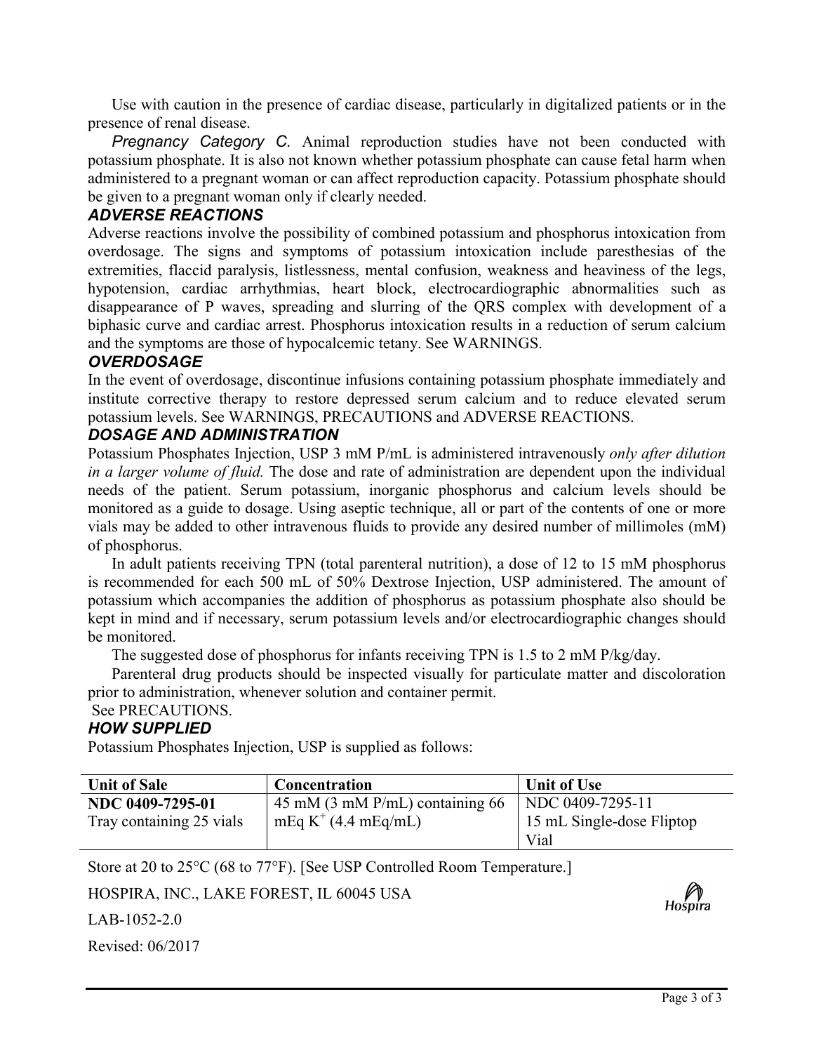Use with caution in the presence of cardiac disease, particularly in digitalized patients or in the presence of renal disease.

*Pregnancy Category C.* Animal reproduction studies have not been conducted with potassium phosphate. It is also not known whether potassium phosphate can cause fetal harm when administered to a pregnant woman or can affect reproduction capacity. Potassium phosphate should be given to a pregnant woman only if clearly needed.

## ADVERSE REACTIONS

Adverse reactions involve the possibility of combined potassium and phosphorus intoxication from overdosage. The signs and symptoms of potassium intoxication include paresthesias of the extremities, flaccid paralysis, listlessness, mental confusion, weakness and heaviness of the legs, hypotension, cardiac arrhythmias, heart block, electrocardiographic abnormalities such as disappearance of P waves, spreading and slurring of the QRS complex with development of a biphasic curve and cardiac arrest. Phosphorus intoxication results in a reduction of serum calcium and the symptoms are those of hypocalcemic tetany. See WARNINGS.

## OVERDOSAGE

In the event of overdosage, discontinue infusions containing potassium phosphate immediately and institute corrective therapy to restore depressed serum calcium and to reduce elevated serum potassium levels. See WARNINGS, PRECAUTIONS and ADVERSE REACTIONS.

## DOSAGE AND ADMINISTRATION

Potassium Phosphates Injection, USP 3 mM P/mL is administered intravenously *only after dilution in a larger volume of fluid.* The dose and rate of administration are dependent upon the individual needs of the patient. Serum potassium, inorganic phosphorus and calcium levels should be monitored as a guide to dosage. Using aseptic technique, all or part of the contents of one or more vials may be added to other intravenous fluids to provide any desired number of millimoles (mM) of phosphorus.

In adult patients receiving TPN (total parenteral nutrition), a dose of 12 to 15 mM phosphorus is recommended for each 500 mL of 50% Dextrose Injection, USP administered. The amount of potassium which accompanies the addition of phosphorus as potassium phosphate also should be kept in mind and if necessary, serum potassium levels and/or electrocardiographic changes should be monitored.

The suggested dose of phosphorus for infants receiving TPN is 1.5 to 2 mM P/kg/day.

Parenteral drug products should be inspected visually for particulate matter and discoloration prior to administration, whenever solution and container permit.

See PRECAUTIONS.

## HOW SUPPLIED

Potassium Phosphates Injection, USP is supplied as follows:

| Unit of Sale | Concentration | Unit of Use |
|---|---|---|
| **NDC 0409-7295-01**<br>Tray containing 25 vials | 45 mM (3 mM P/mL) containing 66 mEq $K^+$ (4.4 mEq/mL) | NDC 0409-7295-11<br>15 mL Single-dose Fliptop Vial |

Store at 20 to 25°C (68 to 77°F). [See USP Controlled Room Temperature.]

HOSPIRA, INC., LAKE FOREST, IL 60045 USA

LAB-1052-2.0

Revised: 06/2017